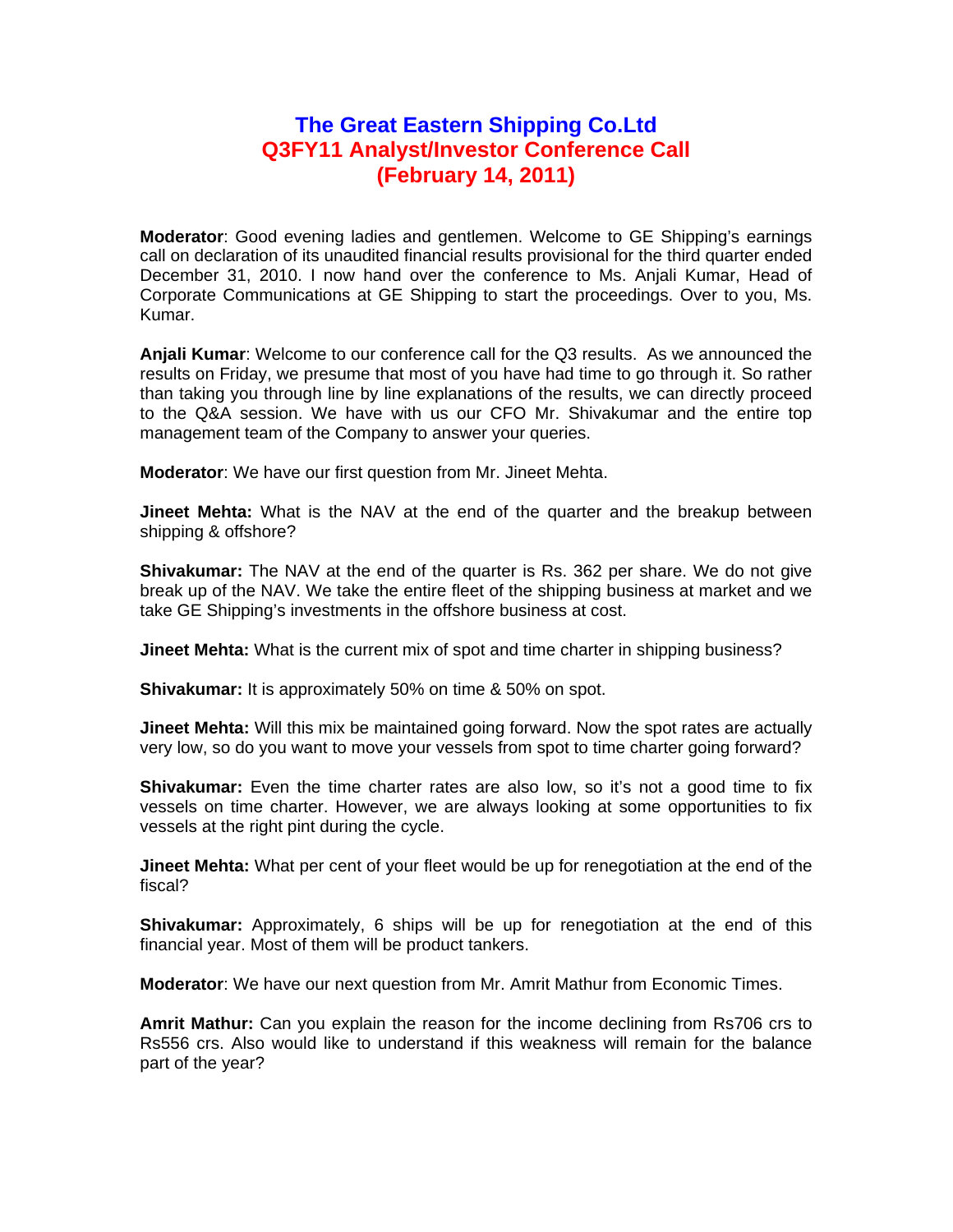# The Great Eastern Shipping Co.Ltd
## Q3FY11 Analyst/Investor Conference Call
## (February 14, 2011)

**Moderator**: Good evening ladies and gentlemen. Welcome to GE Shipping's earnings call on declaration of its unaudited financial results provisional for the third quarter ended December 31, 2010. I now hand over the conference to Ms. Anjali Kumar, Head of Corporate Communications at GE Shipping to start the proceedings. Over to you, Ms. Kumar.

**Anjali Kumar**: Welcome to our conference call for the Q3 results. As we announced the results on Friday, we presume that most of you have had time to go through it. So rather than taking you through line by line explanations of the results, we can directly proceed to the Q&A session. We have with us our CFO Mr. Shivakumar and the entire top management team of the Company to answer your queries.

**Moderator**: We have our first question from Mr. Jineet Mehta.

**Jineet Mehta:** What is the NAV at the end of the quarter and the breakup between shipping & offshore?

**Shivakumar:** The NAV at the end of the quarter is Rs. 362 per share. We do not give break up of the NAV. We take the entire fleet of the shipping business at market and we take GE Shipping's investments in the offshore business at cost.

**Jineet Mehta:** What is the current mix of spot and time charter in shipping business?

**Shivakumar:** It is approximately 50% on time & 50% on spot.

**Jineet Mehta:** Will this mix be maintained going forward. Now the spot rates are actually very low, so do you want to move your vessels from spot to time charter going forward?

**Shivakumar:** Even the time charter rates are also low, so it's not a good time to fix vessels on time charter. However, we are always looking at some opportunities to fix vessels at the right pint during the cycle.

**Jineet Mehta:** What per cent of your fleet would be up for renegotiation at the end of the fiscal?

**Shivakumar:** Approximately, 6 ships will be up for renegotiation at the end of this financial year. Most of them will be product tankers.

**Moderator**: We have our next question from Mr. Amrit Mathur from Economic Times.

**Amrit Mathur:** Can you explain the reason for the income declining from Rs706 crs to Rs556 crs. Also would like to understand if this weakness will remain for the balance part of the year?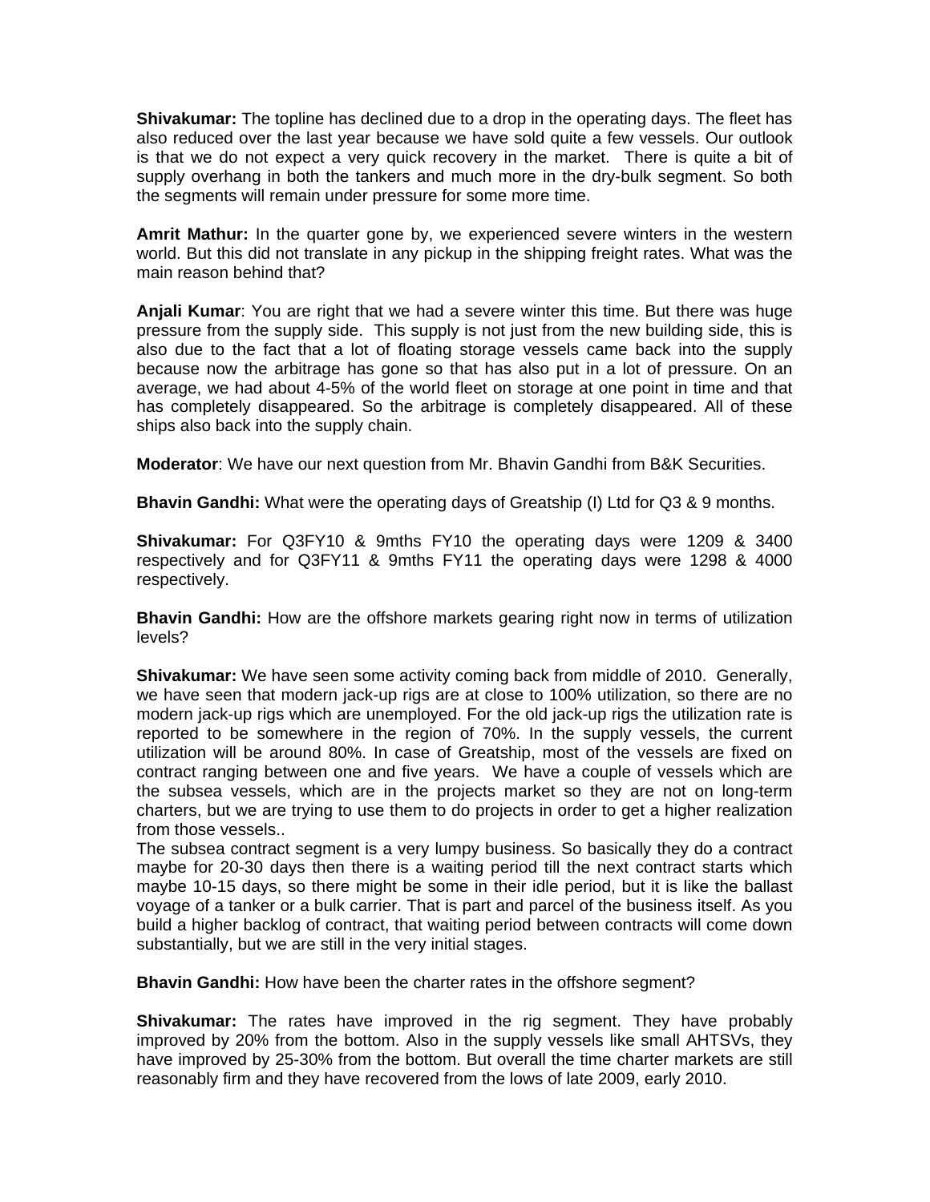**Shivakumar:** The topline has declined due to a drop in the operating days. The fleet has also reduced over the last year because we have sold quite a few vessels. Our outlook is that we do not expect a very quick recovery in the market. There is quite a bit of supply overhang in both the tankers and much more in the dry-bulk segment. So both the segments will remain under pressure for some more time.

**Amrit Mathur:** In the quarter gone by, we experienced severe winters in the western world. But this did not translate in any pickup in the shipping freight rates. What was the main reason behind that?

**Anjali Kumar**: You are right that we had a severe winter this time. But there was huge pressure from the supply side. This supply is not just from the new building side, this is also due to the fact that a lot of floating storage vessels came back into the supply because now the arbitrage has gone so that has also put in a lot of pressure. On an average, we had about 4-5% of the world fleet on storage at one point in time and that has completely disappeared. So the arbitrage is completely disappeared. All of these ships also back into the supply chain.

**Moderator**: We have our next question from Mr. Bhavin Gandhi from B&K Securities.

**Bhavin Gandhi:** What were the operating days of Greatship (I) Ltd for Q3 & 9 months.

**Shivakumar:** For Q3FY10 & 9mths FY10 the operating days were 1209 & 3400 respectively and for Q3FY11 & 9mths FY11 the operating days were 1298 & 4000 respectively.

**Bhavin Gandhi:** How are the offshore markets gearing right now in terms of utilization levels?

**Shivakumar:** We have seen some activity coming back from middle of 2010. Generally, we have seen that modern jack-up rigs are at close to 100% utilization, so there are no modern jack-up rigs which are unemployed. For the old jack-up rigs the utilization rate is reported to be somewhere in the region of 70%. In the supply vessels, the current utilization will be around 80%. In case of Greatship, most of the vessels are fixed on contract ranging between one and five years. We have a couple of vessels which are the subsea vessels, which are in the projects market so they are not on long-term charters, but we are trying to use them to do projects in order to get a higher realization from those vessels..

The subsea contract segment is a very lumpy business. So basically they do a contract maybe for 20-30 days then there is a waiting period till the next contract starts which maybe 10-15 days, so there might be some in their idle period, but it is like the ballast voyage of a tanker or a bulk carrier. That is part and parcel of the business itself. As you build a higher backlog of contract, that waiting period between contracts will come down substantially, but we are still in the very initial stages.

**Bhavin Gandhi:** How have been the charter rates in the offshore segment?

**Shivakumar:** The rates have improved in the rig segment. They have probably improved by 20% from the bottom. Also in the supply vessels like small AHTSVs, they have improved by 25-30% from the bottom. But overall the time charter markets are still reasonably firm and they have recovered from the lows of late 2009, early 2010.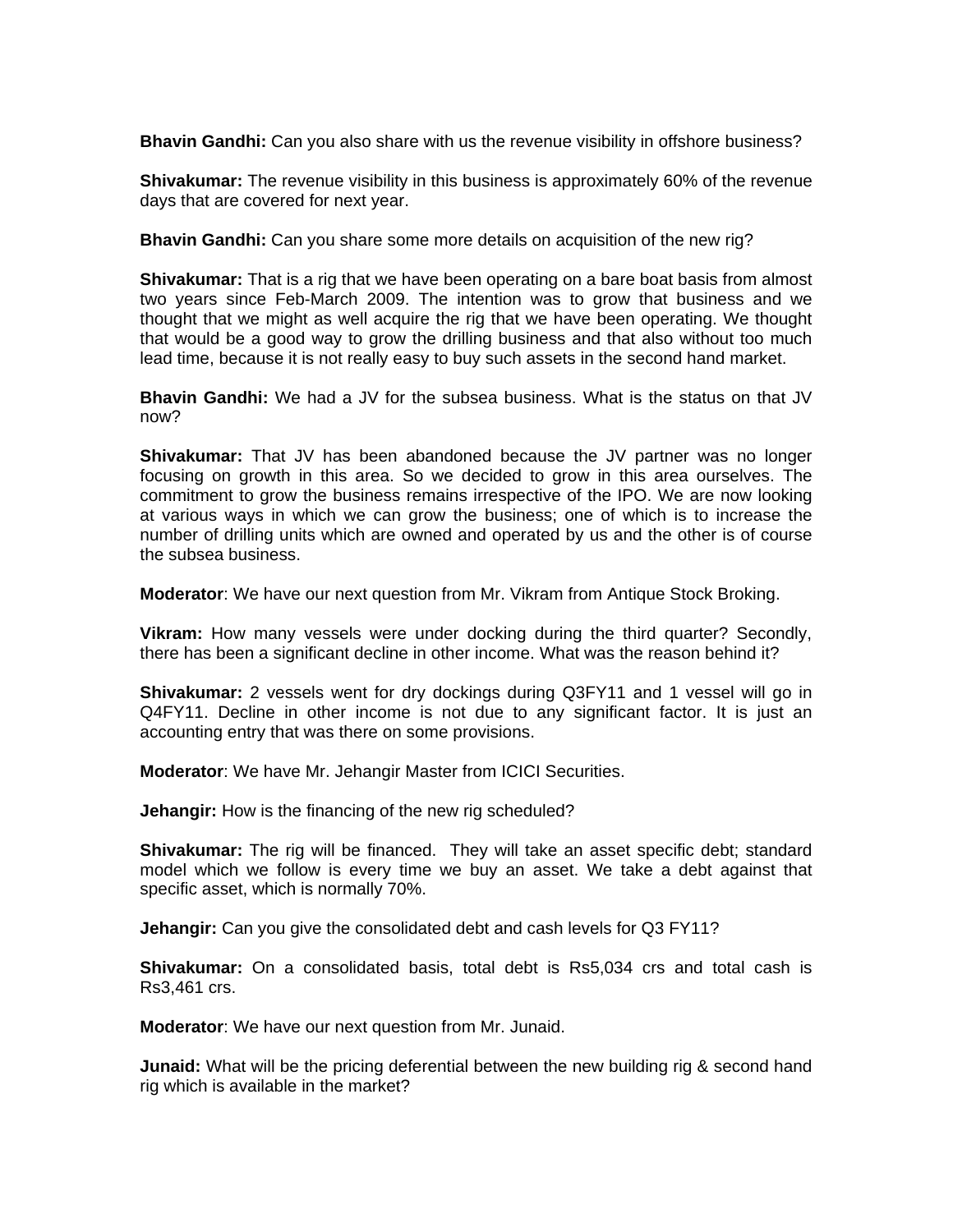**Bhavin Gandhi:** Can you also share with us the revenue visibility in offshore business?

**Shivakumar:** The revenue visibility in this business is approximately 60% of the revenue days that are covered for next year.

**Bhavin Gandhi:** Can you share some more details on acquisition of the new rig?

**Shivakumar:** That is a rig that we have been operating on a bare boat basis from almost two years since Feb-March 2009. The intention was to grow that business and we thought that we might as well acquire the rig that we have been operating. We thought that would be a good way to grow the drilling business and that also without too much lead time, because it is not really easy to buy such assets in the second hand market.

**Bhavin Gandhi:** We had a JV for the subsea business. What is the status on that JV now?

**Shivakumar:** That JV has been abandoned because the JV partner was no longer focusing on growth in this area. So we decided to grow in this area ourselves. The commitment to grow the business remains irrespective of the IPO. We are now looking at various ways in which we can grow the business; one of which is to increase the number of drilling units which are owned and operated by us and the other is of course the subsea business.

**Moderator**: We have our next question from Mr. Vikram from Antique Stock Broking.

**Vikram:** How many vessels were under docking during the third quarter? Secondly, there has been a significant decline in other income. What was the reason behind it?

**Shivakumar:** 2 vessels went for dry dockings during Q3FY11 and 1 vessel will go in Q4FY11. Decline in other income is not due to any significant factor. It is just an accounting entry that was there on some provisions.

**Moderator**: We have Mr. Jehangir Master from ICICI Securities.

**Jehangir:** How is the financing of the new rig scheduled?

**Shivakumar:** The rig will be financed. They will take an asset specific debt; standard model which we follow is every time we buy an asset. We take a debt against that specific asset, which is normally 70%.

**Jehangir:** Can you give the consolidated debt and cash levels for Q3 FY11?

**Shivakumar:** On a consolidated basis, total debt is Rs5,034 crs and total cash is Rs3,461 crs.

**Moderator**: We have our next question from Mr. Junaid.

**Junaid:** What will be the pricing deferential between the new building rig & second hand rig which is available in the market?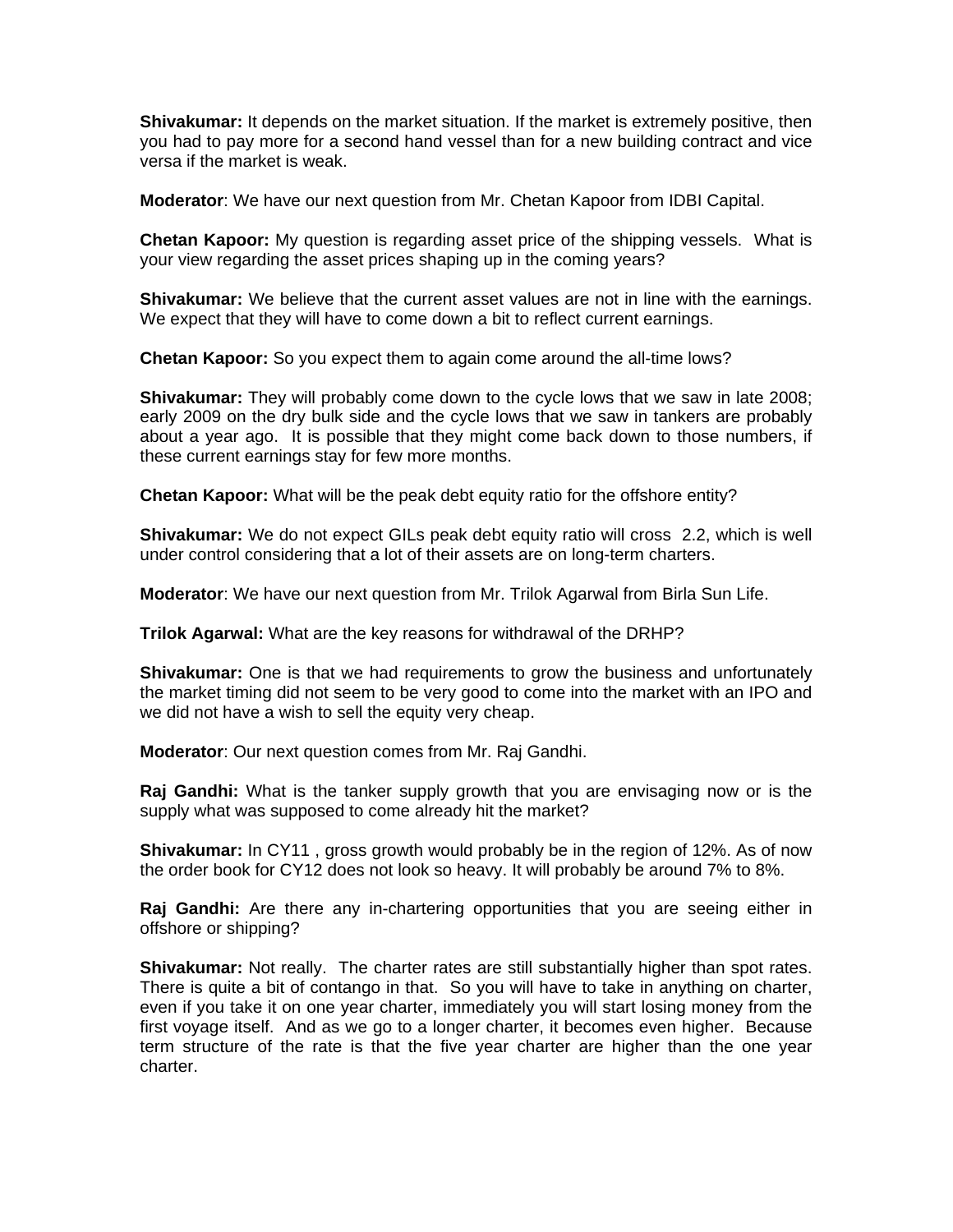**Shivakumar:** It depends on the market situation. If the market is extremely positive, then you had to pay more for a second hand vessel than for a new building contract and vice versa if the market is weak.

**Moderator**: We have our next question from Mr. Chetan Kapoor from IDBI Capital.

**Chetan Kapoor:** My question is regarding asset price of the shipping vessels. What is your view regarding the asset prices shaping up in the coming years?

**Shivakumar:** We believe that the current asset values are not in line with the earnings. We expect that they will have to come down a bit to reflect current earnings.

**Chetan Kapoor:** So you expect them to again come around the all-time lows?

**Shivakumar:** They will probably come down to the cycle lows that we saw in late 2008; early 2009 on the dry bulk side and the cycle lows that we saw in tankers are probably about a year ago. It is possible that they might come back down to those numbers, if these current earnings stay for few more months.

**Chetan Kapoor:** What will be the peak debt equity ratio for the offshore entity?

**Shivakumar:** We do not expect GILs peak debt equity ratio will cross 2.2, which is well under control considering that a lot of their assets are on long-term charters.

**Moderator**: We have our next question from Mr. Trilok Agarwal from Birla Sun Life.

**Trilok Agarwal:** What are the key reasons for withdrawal of the DRHP?

**Shivakumar:** One is that we had requirements to grow the business and unfortunately the market timing did not seem to be very good to come into the market with an IPO and we did not have a wish to sell the equity very cheap.

**Moderator**: Our next question comes from Mr. Raj Gandhi.

**Raj Gandhi:** What is the tanker supply growth that you are envisaging now or is the supply what was supposed to come already hit the market?

**Shivakumar:** In CY11 , gross growth would probably be in the region of 12%. As of now the order book for CY12 does not look so heavy. It will probably be around 7% to 8%.

**Raj Gandhi:** Are there any in-chartering opportunities that you are seeing either in offshore or shipping?

**Shivakumar:** Not really. The charter rates are still substantially higher than spot rates. There is quite a bit of contango in that. So you will have to take in anything on charter, even if you take it on one year charter, immediately you will start losing money from the first voyage itself. And as we go to a longer charter, it becomes even higher. Because term structure of the rate is that the five year charter are higher than the one year charter.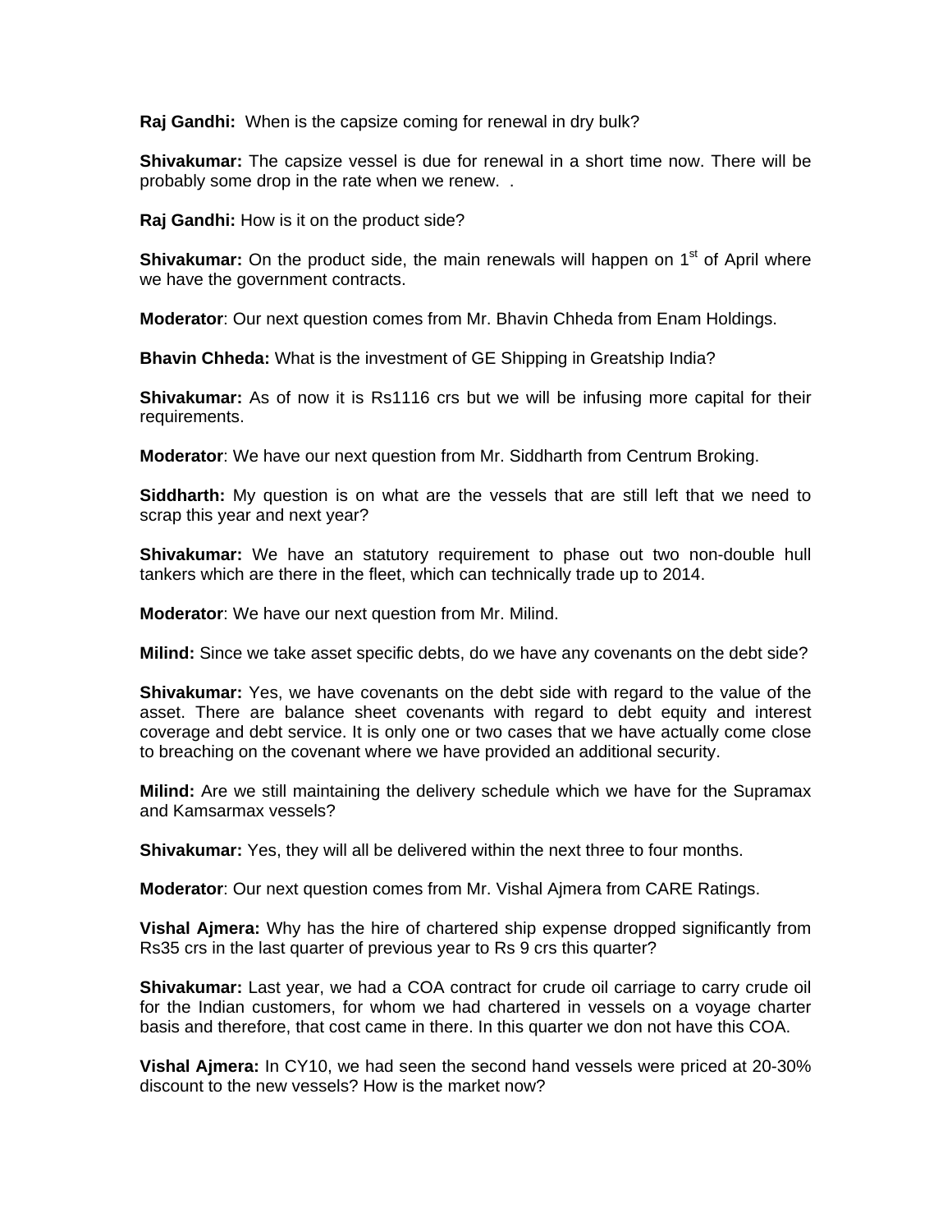**Raj Gandhi:** When is the capsize coming for renewal in dry bulk?

**Shivakumar:** The capsize vessel is due for renewal in a short time now. There will be probably some drop in the rate when we renew. .

**Raj Gandhi:** How is it on the product side?

**Shivakumar:** On the product side, the main renewals will happen on 1st of April where we have the government contracts.

**Moderator**: Our next question comes from Mr. Bhavin Chheda from Enam Holdings.

**Bhavin Chheda:** What is the investment of GE Shipping in Greatship India?

**Shivakumar:** As of now it is Rs1116 crs but we will be infusing more capital for their requirements.

**Moderator**: We have our next question from Mr. Siddharth from Centrum Broking.

**Siddharth:** My question is on what are the vessels that are still left that we need to scrap this year and next year?

**Shivakumar:** We have an statutory requirement to phase out two non-double hull tankers which are there in the fleet, which can technically trade up to 2014.

**Moderator**: We have our next question from Mr. Milind.

**Milind:** Since we take asset specific debts, do we have any covenants on the debt side?

**Shivakumar:** Yes, we have covenants on the debt side with regard to the value of the asset. There are balance sheet covenants with regard to debt equity and interest coverage and debt service. It is only one or two cases that we have actually come close to breaching on the covenant where we have provided an additional security.

**Milind:** Are we still maintaining the delivery schedule which we have for the Supramax and Kamsarmax vessels?

**Shivakumar:** Yes, they will all be delivered within the next three to four months.

**Moderator**: Our next question comes from Mr. Vishal Ajmera from CARE Ratings.

**Vishal Ajmera:** Why has the hire of chartered ship expense dropped significantly from Rs35 crs in the last quarter of previous year to Rs 9 crs this quarter?

**Shivakumar:** Last year, we had a COA contract for crude oil carriage to carry crude oil for the Indian customers, for whom we had chartered in vessels on a voyage charter basis and therefore, that cost came in there. In this quarter we don not have this COA.

**Vishal Ajmera:** In CY10, we had seen the second hand vessels were priced at 20-30% discount to the new vessels? How is the market now?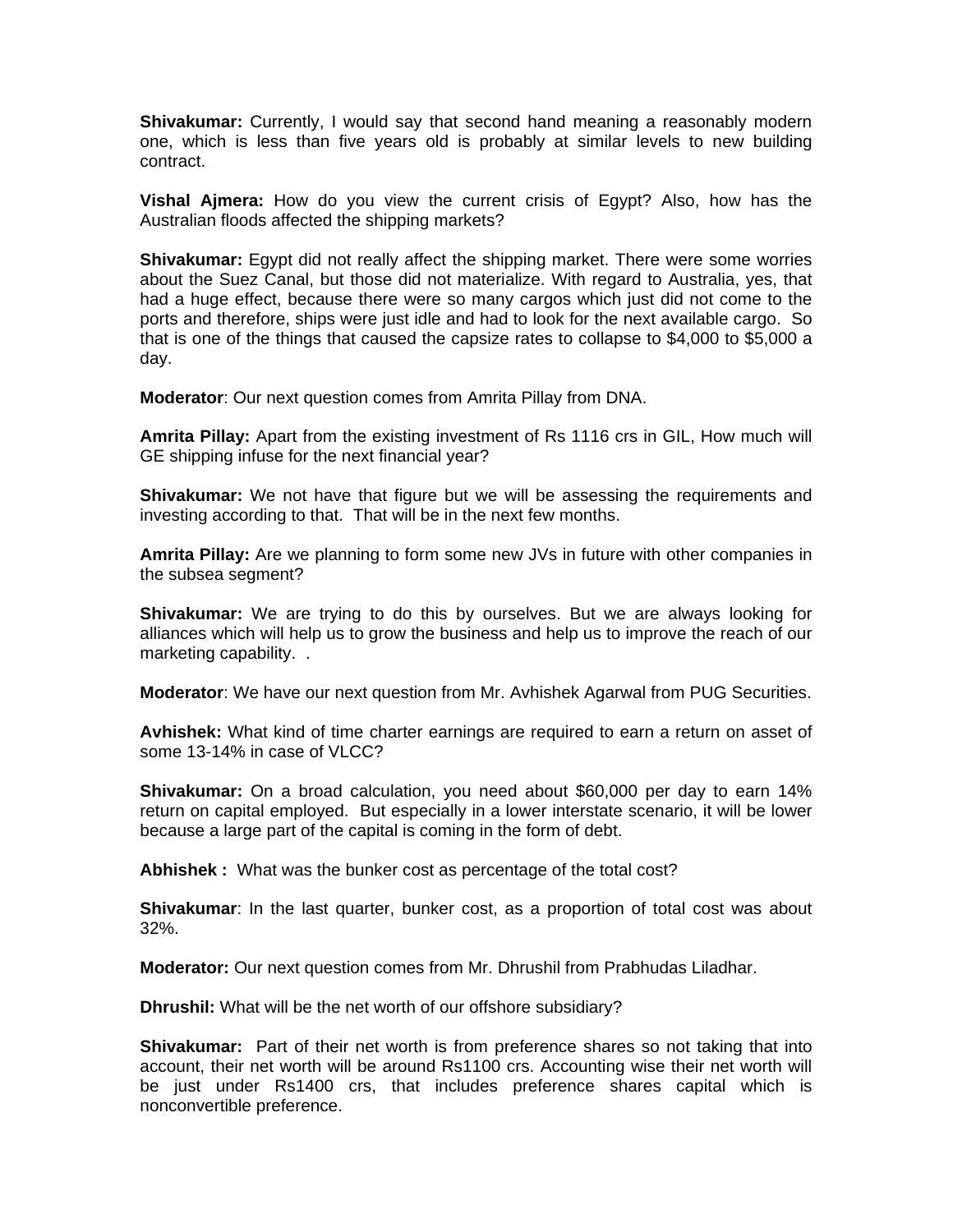**Shivakumar:** Currently, I would say that second hand meaning a reasonably modern one, which is less than five years old is probably at similar levels to new building contract.

**Vishal Ajmera:** How do you view the current crisis of Egypt? Also, how has the Australian floods affected the shipping markets?

**Shivakumar:** Egypt did not really affect the shipping market. There were some worries about the Suez Canal, but those did not materialize. With regard to Australia, yes, that had a huge effect, because there were so many cargos which just did not come to the ports and therefore, ships were just idle and had to look for the next available cargo. So that is one of the things that caused the capsize rates to collapse to $4,000 to $5,000 a day.

**Moderator**: Our next question comes from Amrita Pillay from DNA.

**Amrita Pillay:** Apart from the existing investment of Rs 1116 crs in GIL, How much will GE shipping infuse for the next financial year?

**Shivakumar:** We not have that figure but we will be assessing the requirements and investing according to that. That will be in the next few months.

**Amrita Pillay:** Are we planning to form some new JVs in future with other companies in the subsea segment?

**Shivakumar:** We are trying to do this by ourselves. But we are always looking for alliances which will help us to grow the business and help us to improve the reach of our marketing capability. .

**Moderator**: We have our next question from Mr. Avhishek Agarwal from PUG Securities.

**Avhishek:** What kind of time charter earnings are required to earn a return on asset of some 13-14% in case of VLCC?

**Shivakumar:** On a broad calculation, you need about $60,000 per day to earn 14% return on capital employed. But especially in a lower interstate scenario, it will be lower because a large part of the capital is coming in the form of debt.

**Abhishek :** What was the bunker cost as percentage of the total cost?

**Shivakumar**: In the last quarter, bunker cost, as a proportion of total cost was about 32%.

**Moderator:** Our next question comes from Mr. Dhrushil from Prabhudas Liladhar.

**Dhrushil:** What will be the net worth of our offshore subsidiary?

**Shivakumar:** Part of their net worth is from preference shares so not taking that into account, their net worth will be around Rs1100 crs. Accounting wise their net worth will be just under Rs1400 crs, that includes preference shares capital which is nonconvertible preference.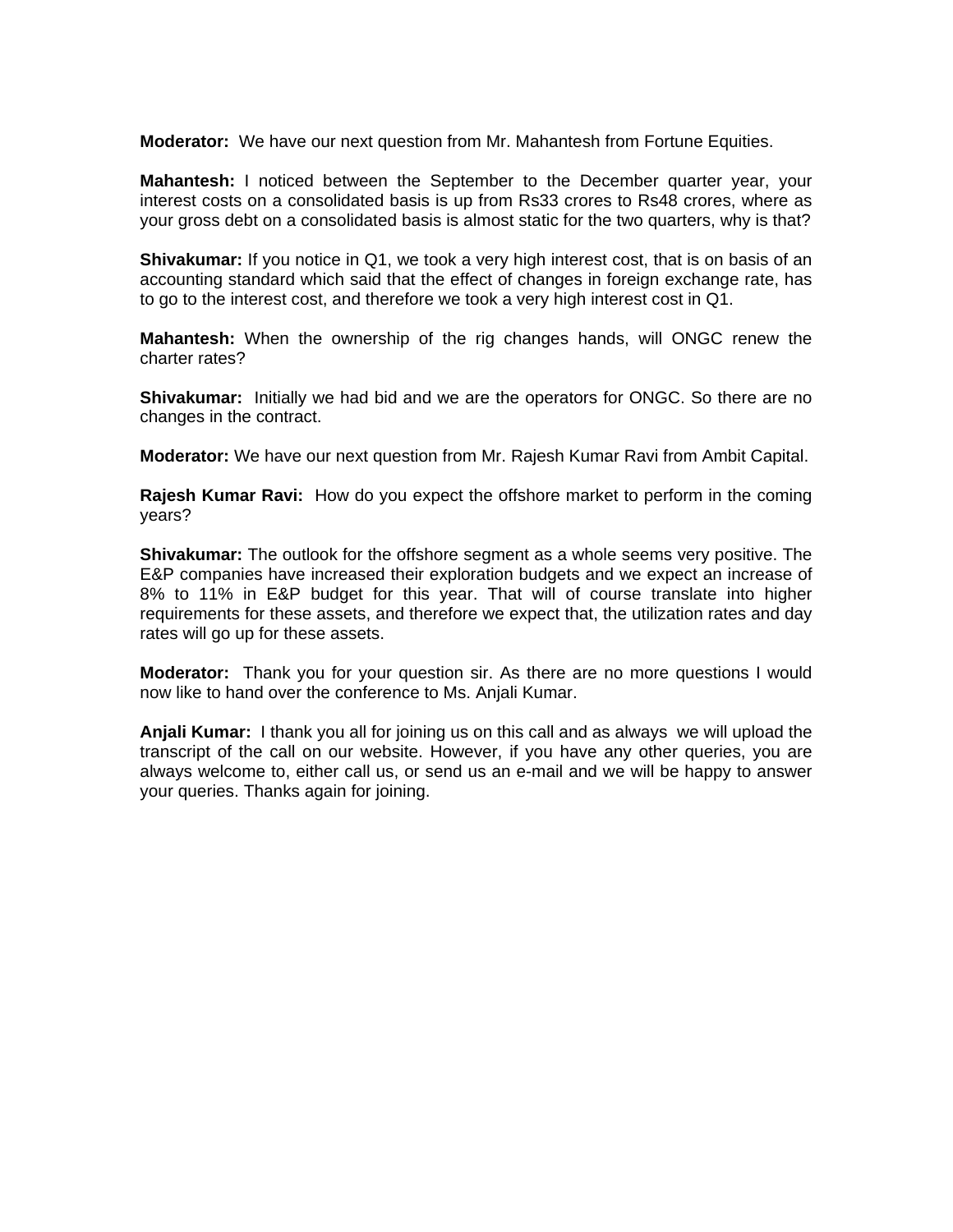**Moderator:** We have our next question from Mr. Mahantesh from Fortune Equities.

**Mahantesh:** I noticed between the September to the December quarter year, your interest costs on a consolidated basis is up from Rs33 crores to Rs48 crores, where as your gross debt on a consolidated basis is almost static for the two quarters, why is that?

**Shivakumar:** If you notice in Q1, we took a very high interest cost, that is on basis of an accounting standard which said that the effect of changes in foreign exchange rate, has to go to the interest cost, and therefore we took a very high interest cost in Q1.

**Mahantesh:** When the ownership of the rig changes hands, will ONGC renew the charter rates?

**Shivakumar:** Initially we had bid and we are the operators for ONGC. So there are no changes in the contract.

**Moderator:** We have our next question from Mr. Rajesh Kumar Ravi from Ambit Capital.

**Rajesh Kumar Ravi:** How do you expect the offshore market to perform in the coming years?

**Shivakumar:** The outlook for the offshore segment as a whole seems very positive. The E&P companies have increased their exploration budgets and we expect an increase of 8% to 11% in E&P budget for this year. That will of course translate into higher requirements for these assets, and therefore we expect that, the utilization rates and day rates will go up for these assets.

**Moderator:** Thank you for your question sir. As there are no more questions I would now like to hand over the conference to Ms. Anjali Kumar.

**Anjali Kumar:** I thank you all for joining us on this call and as always we will upload the transcript of the call on our website. However, if you have any other queries, you are always welcome to, either call us, or send us an e-mail and we will be happy to answer your queries. Thanks again for joining.